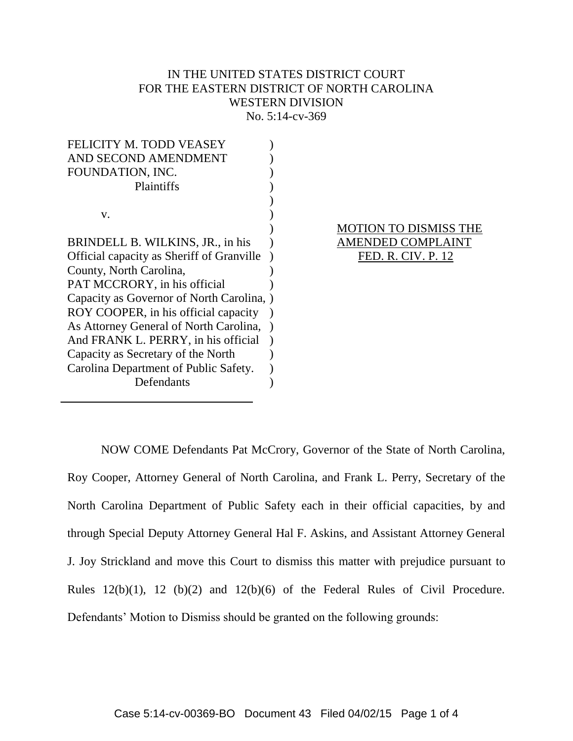IN THE UNITED STATES DISTRICT COURT
FOR THE EASTERN DISTRICT OF NORTH CAROLINA
WESTERN DIVISION
No. 5:14-cv-369

FELICITY M. TODD VEASEY AND SECOND AMENDMENT FOUNDATION, INC.
Plaintiffs

v.

BRINDELL B. WILKINS, JR., in his Official capacity as Sheriff of Granville County, North Carolina,
PAT MCCRORY, in his official Capacity as Governor of North Carolina,
ROY COOPER, in his official capacity As Attorney General of North Carolina,
And FRANK L. PERRY, in his official Capacity as Secretary of the North Carolina Department of Public Safety.
Defendants

MOTION TO DISMISS THE AMENDED COMPLAINT
FED. R. CIV. P. 12

NOW COME Defendants Pat McCrory, Governor of the State of North Carolina, Roy Cooper, Attorney General of North Carolina, and Frank L. Perry, Secretary of the North Carolina Department of Public Safety each in their official capacities, by and through Special Deputy Attorney General Hal F. Askins, and Assistant Attorney General J. Joy Strickland and move this Court to dismiss this matter with prejudice pursuant to Rules 12(b)(1), 12 (b)(2) and 12(b)(6) of the Federal Rules of Civil Procedure. Defendants' Motion to Dismiss should be granted on the following grounds: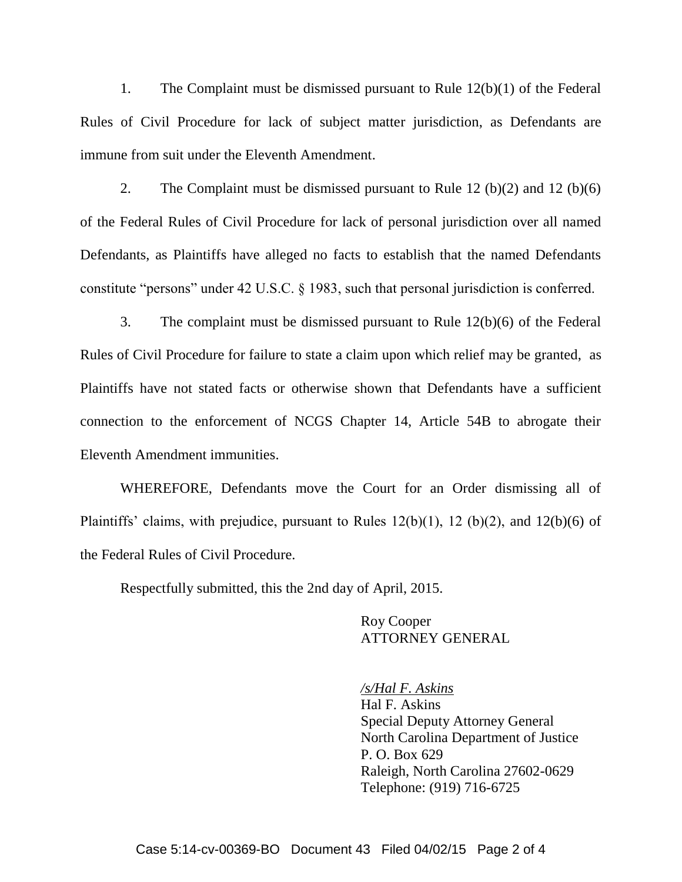1. The Complaint must be dismissed pursuant to Rule 12(b)(1) of the Federal Rules of Civil Procedure for lack of subject matter jurisdiction, as Defendants are immune from suit under the Eleventh Amendment.

2. The Complaint must be dismissed pursuant to Rule 12 (b)(2) and 12 (b)(6) of the Federal Rules of Civil Procedure for lack of personal jurisdiction over all named Defendants, as Plaintiffs have alleged no facts to establish that the named Defendants constitute "persons" under 42 U.S.C. § 1983, such that personal jurisdiction is conferred.

3. The complaint must be dismissed pursuant to Rule 12(b)(6) of the Federal Rules of Civil Procedure for failure to state a claim upon which relief may be granted, as Plaintiffs have not stated facts or otherwise shown that Defendants have a sufficient connection to the enforcement of NCGS Chapter 14, Article 54B to abrogate their Eleventh Amendment immunities.

WHEREFORE, Defendants move the Court for an Order dismissing all of Plaintiffs' claims, with prejudice, pursuant to Rules 12(b)(1), 12 (b)(2), and 12(b)(6) of the Federal Rules of Civil Procedure.

Respectfully submitted, this the 2nd day of April, 2015.

Roy Cooper
ATTORNEY GENERAL

*/s/Hal F. Askins*
Hal F. Askins
Special Deputy Attorney General
North Carolina Department of Justice
P. O. Box 629
Raleigh, North Carolina 27602-0629
Telephone: (919) 716-6725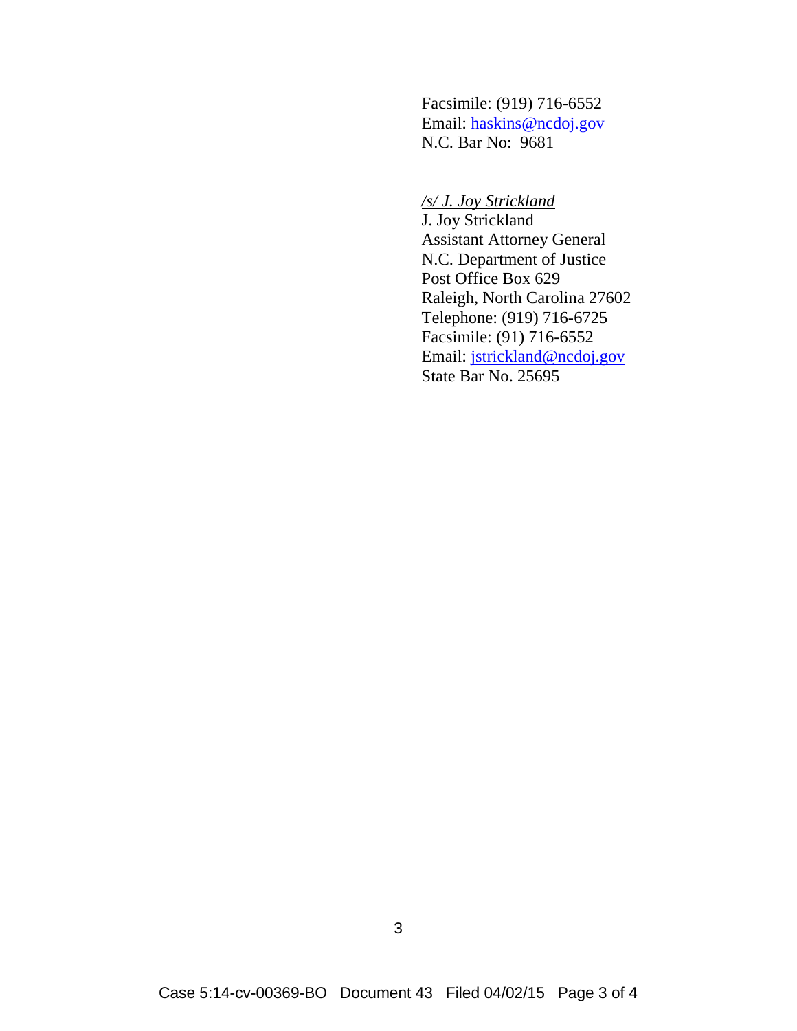Facsimile: (919) 716-6552
Email: haskins@ncdoj.gov
N.C. Bar No: 9681

*/s/ J. Joy Strickland*
J. Joy Strickland
Assistant Attorney General
N.C. Department of Justice
Post Office Box 629
Raleigh, North Carolina 27602
Telephone: (919) 716-6725
Facsimile: (91) 716-6552
Email: jstrickland@ncdoj.gov
State Bar No. 25695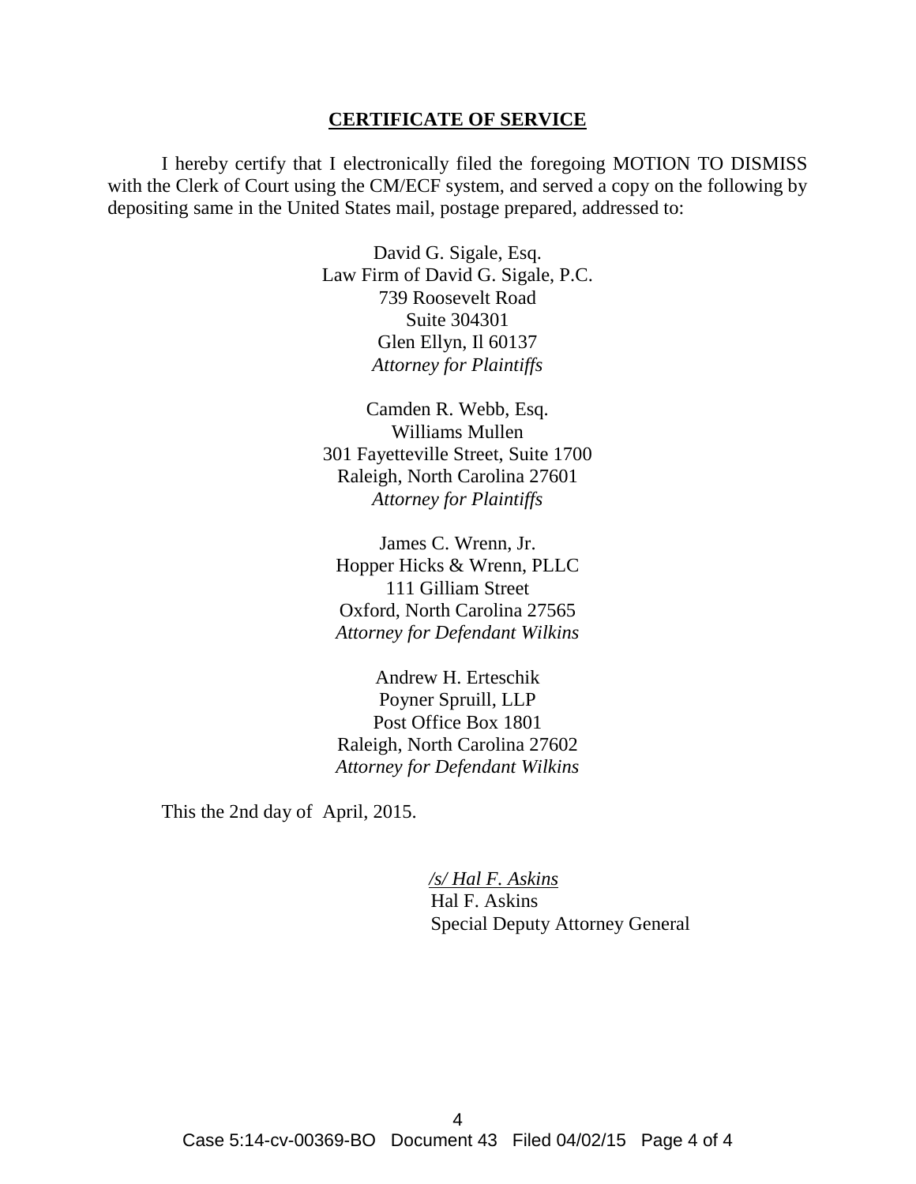## CERTIFICATE OF SERVICE

I hereby certify that I electronically filed the foregoing MOTION TO DISMISS with the Clerk of Court using the CM/ECF system, and served a copy on the following by depositing same in the United States mail, postage prepared, addressed to:

David G. Sigale, Esq.
Law Firm of David G. Sigale, P.C.
739 Roosevelt Road
Suite 304301
Glen Ellyn, Il 60137
*Attorney for Plaintiffs*

Camden R. Webb, Esq.
Williams Mullen
301 Fayetteville Street, Suite 1700
Raleigh, North Carolina 27601
*Attorney for Plaintiffs*

James C. Wrenn, Jr.
Hopper Hicks & Wrenn, PLLC
111 Gilliam Street
Oxford, North Carolina 27565
*Attorney for Defendant Wilkins*

Andrew H. Erteschik
Poyner Spruill, LLP
Post Office Box 1801
Raleigh, North Carolina 27602
*Attorney for Defendant Wilkins*

This the 2nd day of April, 2015.

*/s/ Hal F. Askins*
Hal F. Askins
Special Deputy Attorney General